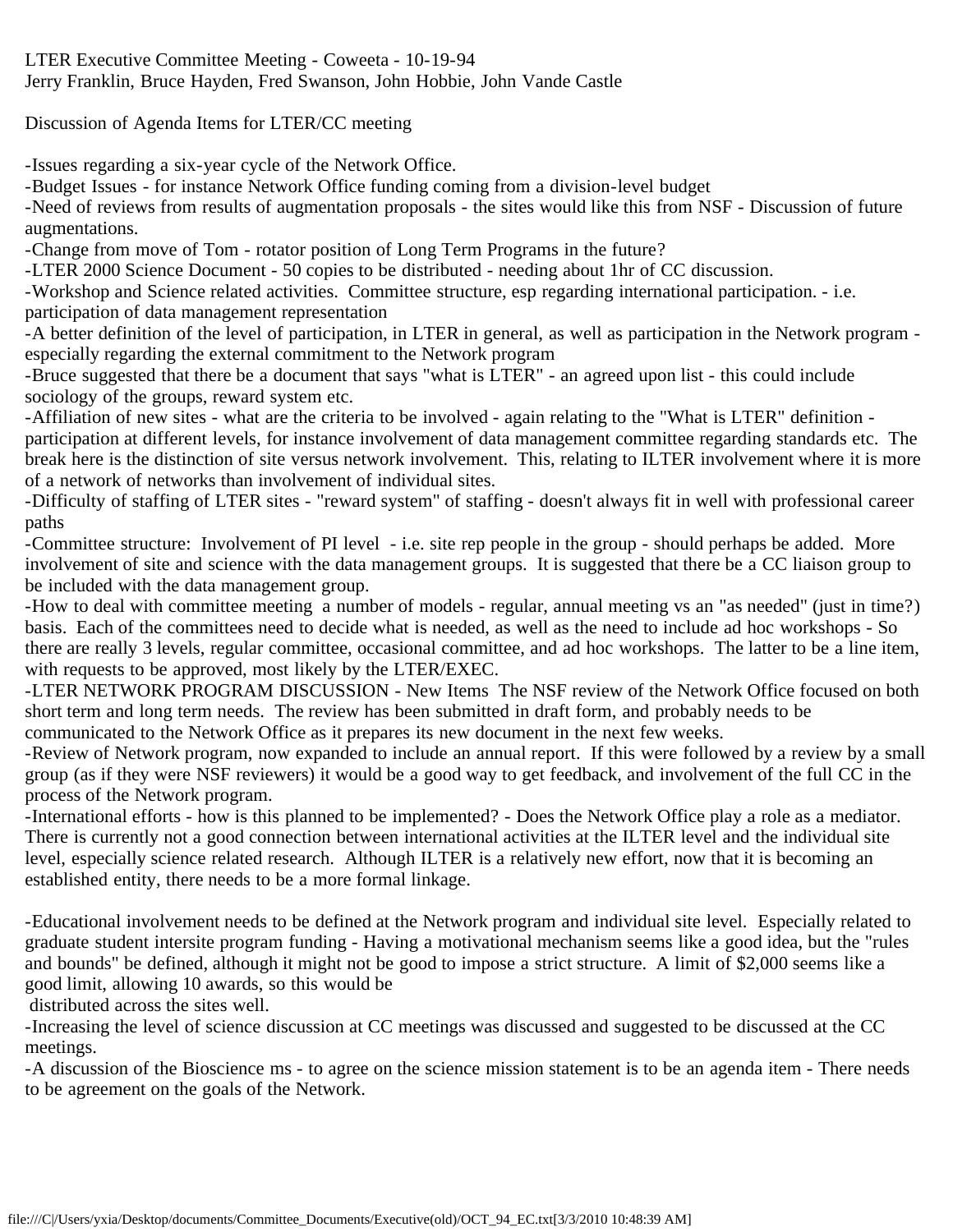LTER Executive Committee Meeting - Coweeta - 10-19-94
Jerry Franklin, Bruce Hayden, Fred Swanson, John Hobbie, John Vande Castle

Discussion of Agenda Items for LTER/CC meeting

-Issues regarding a six-year cycle of the Network Office.
-Budget Issues - for instance Network Office funding coming from a division-level budget
-Need of reviews from results of augmentation proposals - the sites would like this from NSF - Discussion of future augmentations.
-Change from move of Tom - rotator position of Long Term Programs in the future?
-LTER 2000 Science Document - 50 copies to be distributed - needing about 1hr of CC discussion.
-Workshop and Science related activities. Committee structure, esp regarding international participation. - i.e. participation of data management representation
-A better definition of the level of participation, in LTER in general, as well as participation in the Network program - especially regarding the external commitment to the Network program
-Bruce suggested that there be a document that says "what is LTER" - an agreed upon list - this could include sociology of the groups, reward system etc.
-Affiliation of new sites - what are the criteria to be involved - again relating to the "What is LTER" definition - participation at different levels, for instance involvement of data management committee regarding standards etc. The break here is the distinction of site versus network involvement. This, relating to ILTER involvement where it is more of a network of networks than involvement of individual sites.
-Difficulty of staffing of LTER sites - "reward system" of staffing - doesn't always fit in well with professional career paths
-Committee structure: Involvement of PI level - i.e. site rep people in the group - should perhaps be added. More involvement of site and science with the data management groups. It is suggested that there be a CC liaison group to be included with the data management group.
-How to deal with committee meeting a number of models - regular, annual meeting vs an "as needed" (just in time?) basis. Each of the committees need to decide what is needed, as well as the need to include ad hoc workshops - So there are really 3 levels, regular committee, occasional committee, and ad hoc workshops. The latter to be a line item, with requests to be approved, most likely by the LTER/EXEC.
-LTER NETWORK PROGRAM DISCUSSION - New Items The NSF review of the Network Office focused on both short term and long term needs. The review has been submitted in draft form, and probably needs to be communicated to the Network Office as it prepares its new document in the next few weeks.
-Review of Network program, now expanded to include an annual report. If this were followed by a review by a small group (as if they were NSF reviewers) it would be a good way to get feedback, and involvement of the full CC in the process of the Network program.
-International efforts - how is this planned to be implemented? - Does the Network Office play a role as a mediator. There is currently not a good connection between international activities at the ILTER level and the individual site level, especially science related research. Although ILTER is a relatively new effort, now that it is becoming an established entity, there needs to be a more formal linkage.

-Educational involvement needs to be defined at the Network program and individual site level. Especially related to graduate student intersite program funding - Having a motivational mechanism seems like a good idea, but the "rules and bounds" be defined, although it might not be good to impose a strict structure. A limit of $2,000 seems like a good limit, allowing 10 awards, so this would be distributed across the sites well.
-Increasing the level of science discussion at CC meetings was discussed and suggested to be discussed at the CC meetings.
-A discussion of the Bioscience ms - to agree on the science mission statement is to be an agenda item - There needs to be agreement on the goals of the Network.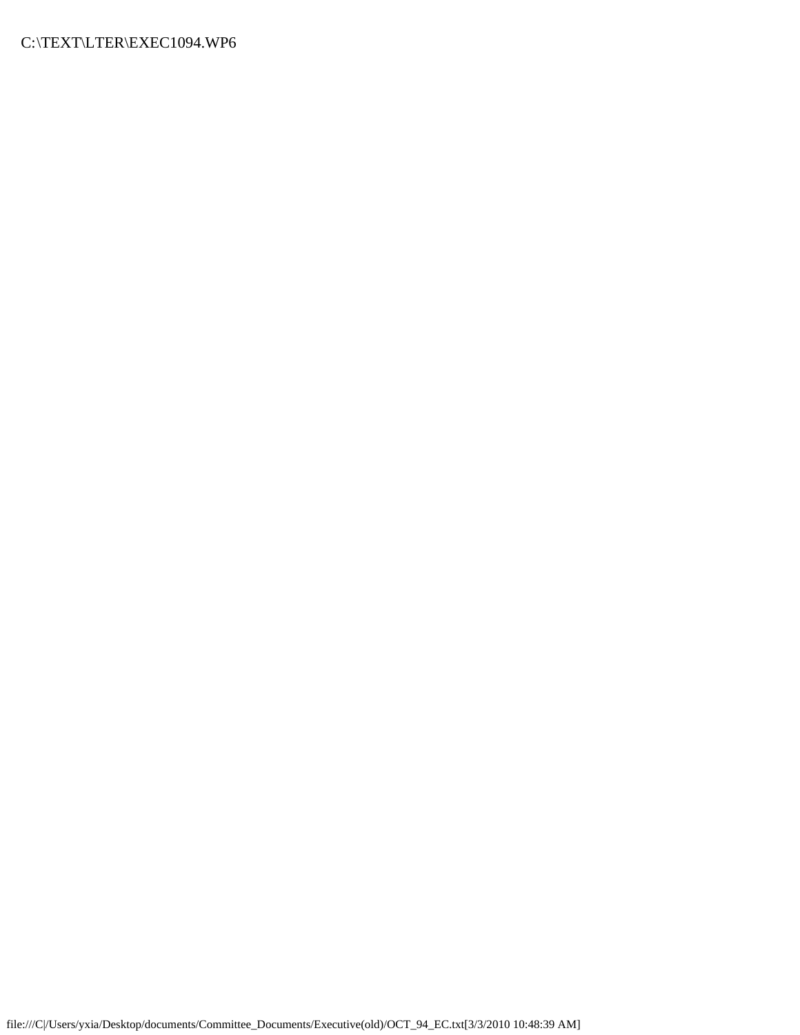C:\TEXT\LTER\EXEC1094.WP6